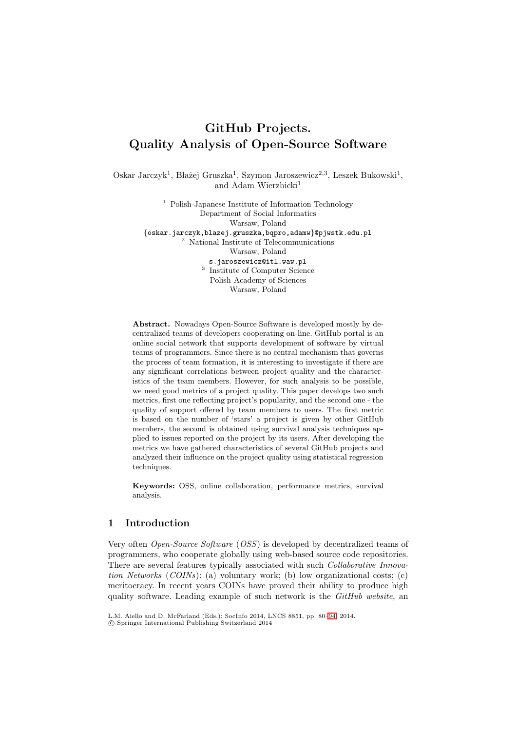# GitHub Projects. Quality Analysis of Open-Source Software

Oskar Jarczyk[1], Błażej Gruszka[1], Szymon Jaroszewicz[2,3], Leszek Bukowski[1], and Adam Wierzbicki[1]

[1] Polish-Japanese Institute of Information Technology
Department of Social Informatics
Warsaw, Poland
{oskar.jarczyk,blazej.gruszka,bqpro,adamw}@pjwstk.edu.pl

[2] National Institute of Telecommunications
Warsaw, Poland
s.jaroszewicz@itl.waw.pl

[3] Institute of Computer Science
Polish Academy of Sciences
Warsaw, Poland

**Abstract.** Nowadays Open-Source Software is developed mostly by decentralized teams of developers cooperating on-line. GitHub portal is an online social network that supports development of software by virtual teams of programmers. Since there is no central mechanism that governs the process of team formation, it is interesting to investigate if there are any significant correlations between project quality and the characteristics of the team members. However, for such analysis to be possible, we need good metrics of a project quality. This paper develops two such metrics, first one reflecting project's popularity, and the second one - the quality of support offered by team members to users. The first metric is based on the number of 'stars' a project is given by other GitHub members, the second is obtained using survival analysis techniques applied to issues reported on the project by its users. After developing the metrics we have gathered characteristics of several GitHub projects and analyzed their influence on the project quality using statistical regression techniques.

**Keywords:** OSS, online collaboration, performance metrics, survival analysis.

## 1 Introduction

Very often *Open-Source Software* (*OSS*) is developed by decentralized teams of programmers, who cooperate globally using web-based source code repositories. There are several features typically associated with such *Collaborative Innovation Networks* (*COINs*): (a) voluntary work; (b) low organizational costs; (c) meritocracy. In recent years COINs have proved their ability to produce high quality software. Leading example of such network is the *GitHub website*, an

L.M. Aiello and D. McFarland (Eds.): SocInfo 2014, LNCS 8851, pp. 80–94, 2014.
© Springer International Publishing Switzerland 2014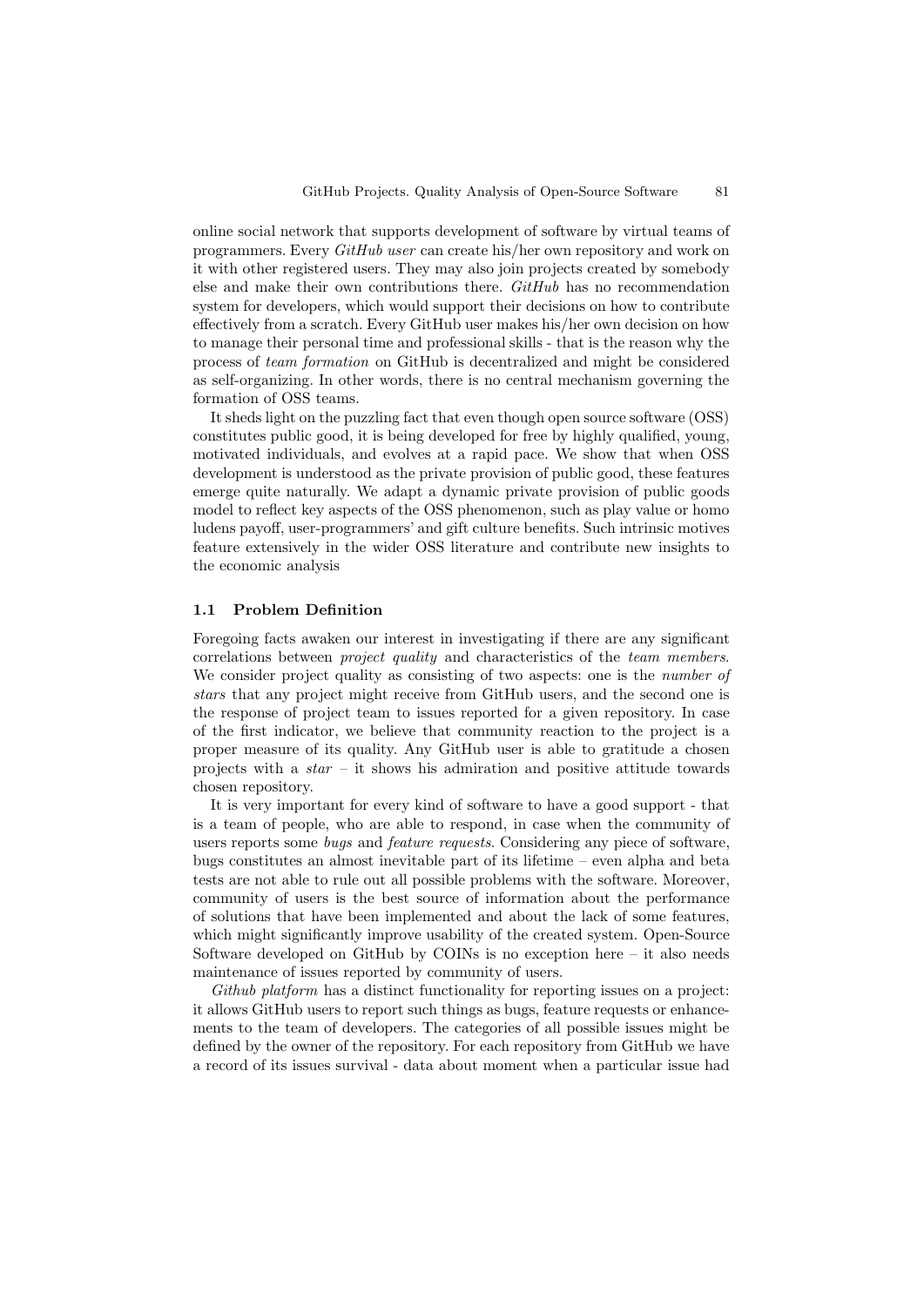online social network that supports development of software by virtual teams of programmers. Every *GitHub user* can create his/her own repository and work on it with other registered users. They may also join projects created by somebody else and make their own contributions there. *GitHub* has no recommendation system for developers, which would support their decisions on how to contribute effectively from a scratch. Every GitHub user makes his/her own decision on how to manage their personal time and professional skills - that is the reason why the process of *team formation* on GitHub is decentralized and might be considered as self-organizing. In other words, there is no central mechanism governing the formation of OSS teams.

It sheds light on the puzzling fact that even though open source software (OSS) constitutes public good, it is being developed for free by highly qualified, young, motivated individuals, and evolves at a rapid pace. We show that when OSS development is understood as the private provision of public good, these features emerge quite naturally. We adapt a dynamic private provision of public goods model to reflect key aspects of the OSS phenomenon, such as play value or homo ludens payoff, user-programmers' and gift culture benefits. Such intrinsic motives feature extensively in the wider OSS literature and contribute new insights to the economic analysis

### 1.1 Problem Definition

Foregoing facts awaken our interest in investigating if there are any significant correlations between *project quality* and characteristics of the *team members*. We consider project quality as consisting of two aspects: one is the *number of stars* that any project might receive from GitHub users, and the second one is the response of project team to issues reported for a given repository. In case of the first indicator, we believe that community reaction to the project is a proper measure of its quality. Any GitHub user is able to gratitude a chosen projects with a *star* – it shows his admiration and positive attitude towards chosen repository.

It is very important for every kind of software to have a good support - that is a team of people, who are able to respond, in case when the community of users reports some *bugs* and *feature requests*. Considering any piece of software, bugs constitutes an almost inevitable part of its lifetime – even alpha and beta tests are not able to rule out all possible problems with the software. Moreover, community of users is the best source of information about the performance of solutions that have been implemented and about the lack of some features, which might significantly improve usability of the created system. Open-Source Software developed on GitHub by COINs is no exception here – it also needs maintenance of issues reported by community of users.

*Github platform* has a distinct functionality for reporting issues on a project: it allows GitHub users to report such things as bugs, feature requests or enhancements to the team of developers. The categories of all possible issues might be defined by the owner of the repository. For each repository from GitHub we have a record of its issues survival - data about moment when a particular issue had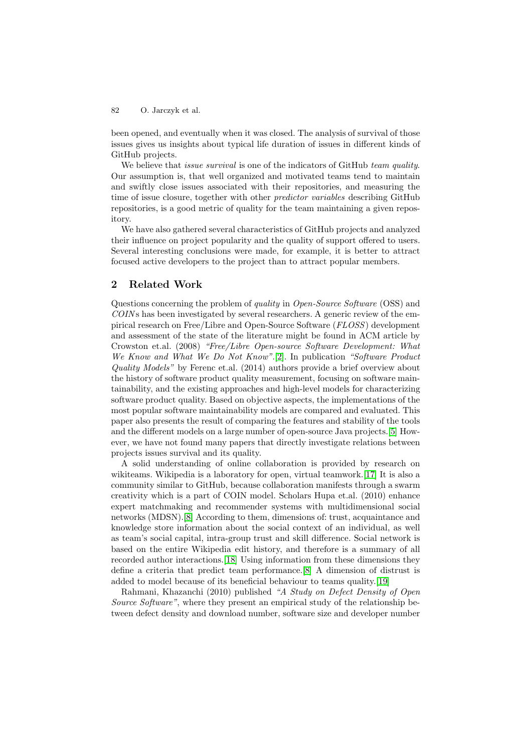been opened, and eventually when it was closed. The analysis of survival of those issues gives us insights about typical life duration of issues in different kinds of GitHub projects.

We believe that *issue survival* is one of the indicators of GitHub *team quality*. Our assumption is, that well organized and motivated teams tend to maintain and swiftly close issues associated with their repositories, and measuring the time of issue closure, together with other *predictor variables* describing GitHub repositories, is a good metric of quality for the team maintaining a given repository.

We have also gathered several characteristics of GitHub projects and analyzed their influence on project popularity and the quality of support offered to users. Several interesting conclusions were made, for example, it is better to attract focused active developers to the project than to attract popular members.

## 2 Related Work

Questions concerning the problem of *quality* in *Open-Source Software* (OSS) and *COIN*s has been investigated by several researchers. A generic review of the empirical research on Free/Libre and Open-Source Software (*FLOSS*) development and assessment of the state of the literature might be found in ACM article by Crowston et.al. (2008) *"Free/Libre Open-source Software Development: What We Know and What We Do Not Know"*.[2]. In publication *"Software Product Quality Models"* by Ferenc et.al. (2014) authors provide a brief overview about the history of software product quality measurement, focusing on software maintainability, and the existing approaches and high-level models for characterizing software product quality. Based on objective aspects, the implementations of the most popular software maintainability models are compared and evaluated. This paper also presents the result of comparing the features and stability of the tools and the different models on a large number of open-source Java projects.[5] However, we have not found many papers that directly investigate relations between projects issues survival and its quality.

A solid understanding of online collaboration is provided by research on wikiteams. Wikipedia is a laboratory for open, virtual teamwork.[17] It is also a community similar to GitHub, because collaboration manifests through a swarm creativity which is a part of COIN model. Scholars Hupa et.al. (2010) enhance expert matchmaking and recommender systems with multidimensional social networks (MDSN).[8] According to them, dimensions of: trust, acquaintance and knowledge store information about the social context of an individual, as well as team's social capital, intra-group trust and skill difference. Social network is based on the entire Wikipedia edit history, and therefore is a summary of all recorded author interactions.[18] Using information from these dimensions they define a criteria that predict team performance.[8] A dimension of distrust is added to model because of its beneficial behaviour to teams quality.[19]

Rahmani, Khazanchi (2010) published *"A Study on Defect Density of Open Source Software"*, where they present an empirical study of the relationship between defect density and download number, software size and developer number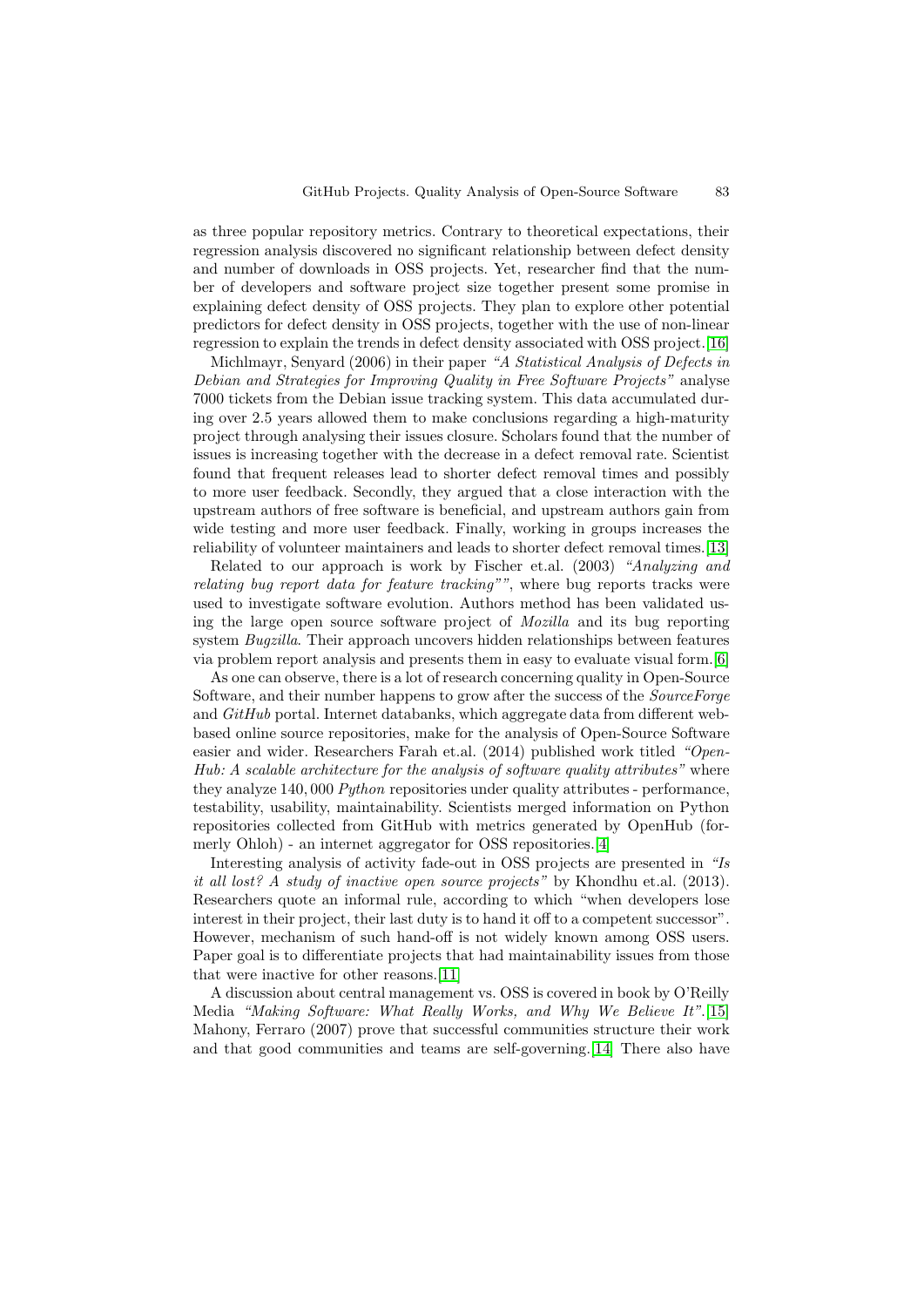as three popular repository metrics. Contrary to theoretical expectations, their regression analysis discovered no significant relationship between defect density and number of downloads in OSS projects. Yet, researcher find that the number of developers and software project size together present some promise in explaining defect density of OSS projects. They plan to explore other potential predictors for defect density in OSS projects, together with the use of non-linear regression to explain the trends in defect density associated with OSS project.[16]

Michlmayr, Senyard (2006) in their paper *"A Statistical Analysis of Defects in Debian and Strategies for Improving Quality in Free Software Projects"* analyse 7000 tickets from the Debian issue tracking system. This data accumulated during over 2.5 years allowed them to make conclusions regarding a high-maturity project through analysing their issues closure. Scholars found that the number of issues is increasing together with the decrease in a defect removal rate. Scientist found that frequent releases lead to shorter defect removal times and possibly to more user feedback. Secondly, they argued that a close interaction with the upstream authors of free software is beneficial, and upstream authors gain from wide testing and more user feedback. Finally, working in groups increases the reliability of volunteer maintainers and leads to shorter defect removal times.[13]

Related to our approach is work by Fischer et.al. (2003) *"Analyzing and relating bug report data for feature tracking""*, where bug reports tracks were used to investigate software evolution. Authors method has been validated using the large open source software project of *Mozilla* and its bug reporting system *Bugzilla*. Their approach uncovers hidden relationships between features via problem report analysis and presents them in easy to evaluate visual form.[6]

As one can observe, there is a lot of research concerning quality in Open-Source Software, and their number happens to grow after the success of the *SourceForge* and *GitHub* portal. Internet databanks, which aggregate data from different web-based online source repositories, make for the analysis of Open-Source Software easier and wider. Researchers Farah et.al. (2014) published work titled *"Open-Hub: A scalable architecture for the analysis of software quality attributes"* where they analyze 140,000 *Python* repositories under quality attributes - performance, testability, usability, maintainability. Scientists merged information on Python repositories collected from GitHub with metrics generated by OpenHub (formerly Ohloh) - an internet aggregator for OSS repositories.[4]

Interesting analysis of activity fade-out in OSS projects are presented in *"Is it all lost? A study of inactive open source projects"* by Khondhu et.al. (2013). Researchers quote an informal rule, according to which "when developers lose interest in their project, their last duty is to hand it off to a competent successor". However, mechanism of such hand-off is not widely known among OSS users. Paper goal is to differentiate projects that had maintainability issues from those that were inactive for other reasons.[11]

A discussion about central management vs. OSS is covered in book by O'Reilly Media *"Making Software: What Really Works, and Why We Believe It"*.[15] Mahony, Ferraro (2007) prove that successful communities structure their work and that good communities and teams are self-governing.[14] There also have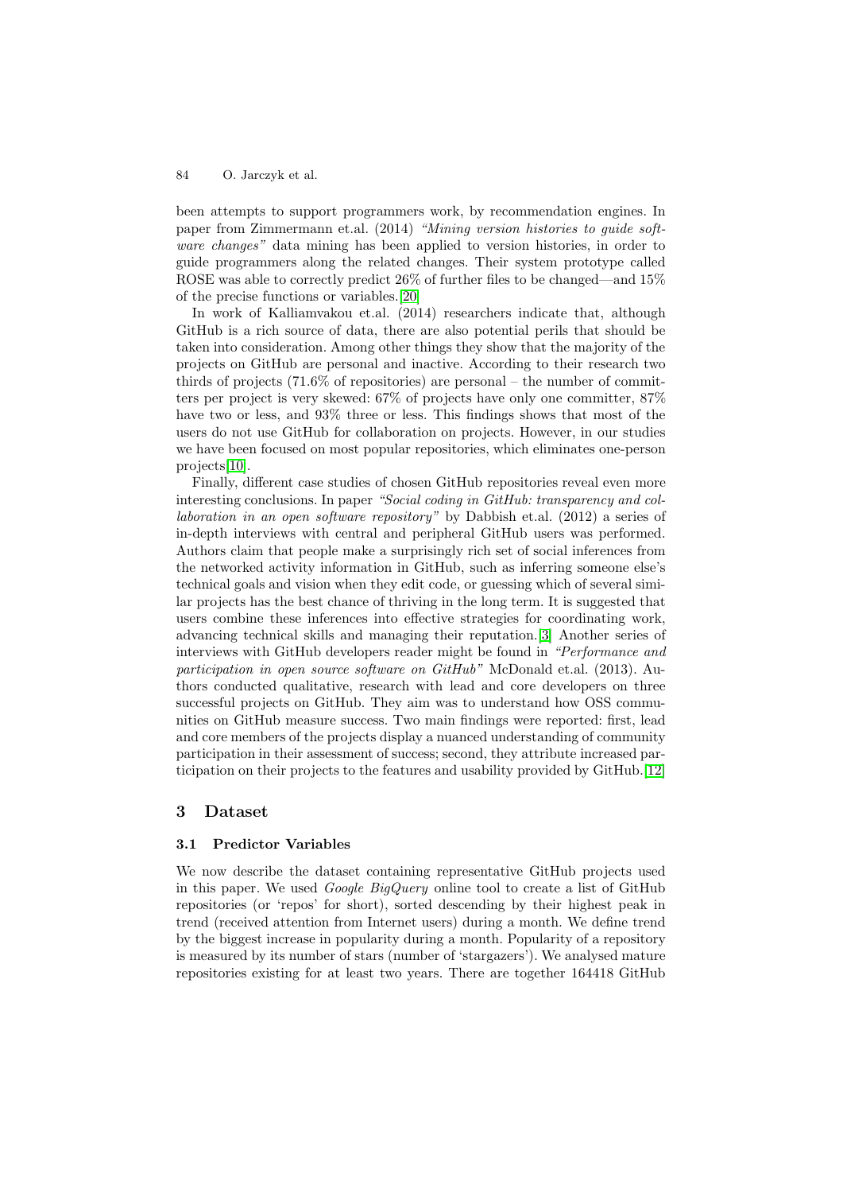been attempts to support programmers work, by recommendation engines. In paper from Zimmermann et.al. (2014) *"Mining version histories to guide software changes"* data mining has been applied to version histories, in order to guide programmers along the related changes. Their system prototype called ROSE was able to correctly predict 26% of further files to be changed—and 15% of the precise functions or variables.[20]

In work of Kalliamvakou et.al. (2014) researchers indicate that, although GitHub is a rich source of data, there are also potential perils that should be taken into consideration. Among other things they show that the majority of the projects on GitHub are personal and inactive. According to their research two thirds of projects (71.6% of repositories) are personal – the number of committers per project is very skewed: 67% of projects have only one committer, 87% have two or less, and 93% three or less. This findings shows that most of the users do not use GitHub for collaboration on projects. However, in our studies we have been focused on most popular repositories, which eliminates one-person projects[10].

Finally, different case studies of chosen GitHub repositories reveal even more interesting conclusions. In paper *"Social coding in GitHub: transparency and collaboration in an open software repository"* by Dabbish et.al. (2012) a series of in-depth interviews with central and peripheral GitHub users was performed. Authors claim that people make a surprisingly rich set of social inferences from the networked activity information in GitHub, such as inferring someone else's technical goals and vision when they edit code, or guessing which of several similar projects has the best chance of thriving in the long term. It is suggested that users combine these inferences into effective strategies for coordinating work, advancing technical skills and managing their reputation.[3] Another series of interviews with GitHub developers reader might be found in *"Performance and participation in open source software on GitHub"* McDonald et.al. (2013). Authors conducted qualitative, research with lead and core developers on three successful projects on GitHub. They aim was to understand how OSS communities on GitHub measure success. Two main findings were reported: first, lead and core members of the projects display a nuanced understanding of community participation in their assessment of success; second, they attribute increased participation on their projects to the features and usability provided by GitHub.[12]

## 3 Dataset

### 3.1 Predictor Variables

We now describe the dataset containing representative GitHub projects used in this paper. We used *Google BigQuery* online tool to create a list of GitHub repositories (or 'repos' for short), sorted descending by their highest peak in trend (received attention from Internet users) during a month. We define trend by the biggest increase in popularity during a month. Popularity of a repository is measured by its number of stars (number of 'stargazers'). We analysed mature repositories existing for at least two years. There are together 164418 GitHub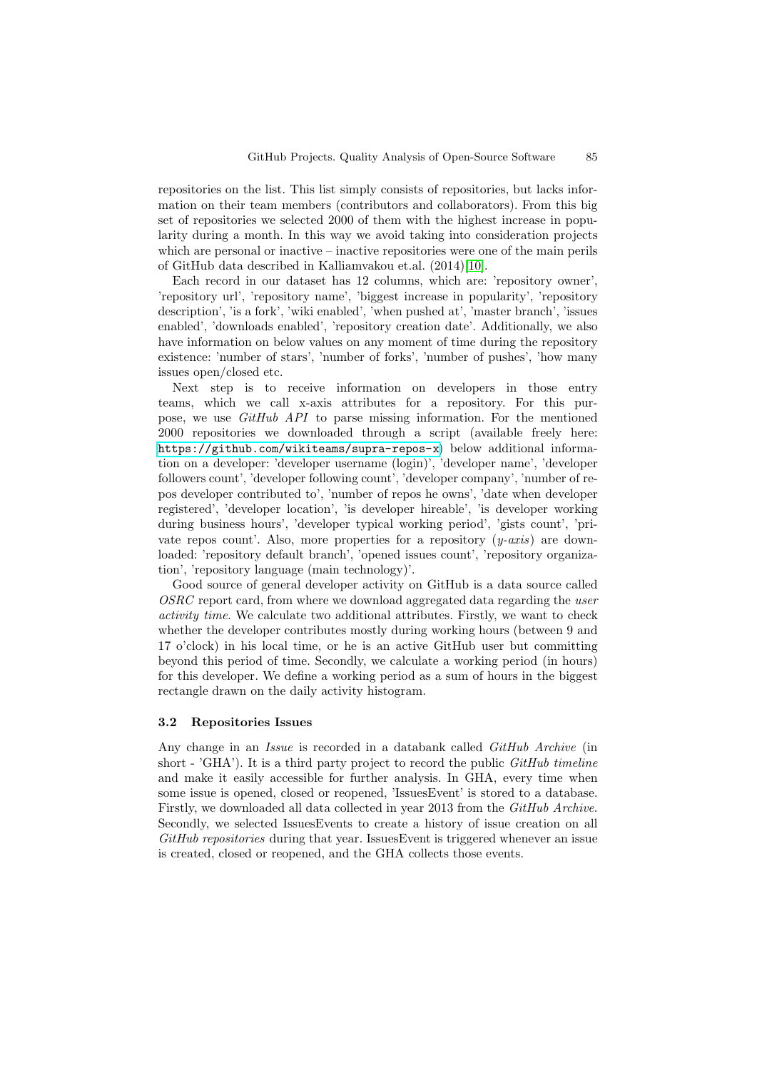repositories on the list. This list simply consists of repositories, but lacks information on their team members (contributors and collaborators). From this big set of repositories we selected 2000 of them with the highest increase in popularity during a month. In this way we avoid taking into consideration projects which are personal or inactive – inactive repositories were one of the main perils of GitHub data described in Kalliamvakou et.al. (2014)[10].

Each record in our dataset has 12 columns, which are: 'repository owner', 'repository url', 'repository name', 'biggest increase in popularity', 'repository description', 'is a fork', 'wiki enabled', 'when pushed at', 'master branch', 'issues enabled', 'downloads enabled', 'repository creation date'. Additionally, we also have information on below values on any moment of time during the repository existence: 'number of stars', 'number of forks', 'number of pushes', 'how many issues open/closed etc.

Next step is to receive information on developers in those entry teams, which we call x-axis attributes for a repository. For this purpose, we use *GitHub API* to parse missing information. For the mentioned 2000 repositories we downloaded through a script (available freely here: https://github.com/wikiteams/supra-repos-x) below additional information on a developer: 'developer username (login)', 'developer name', 'developer followers count', 'developer following count', 'developer company', 'number of repos developer contributed to', 'number of repos he owns', 'date when developer registered', 'developer location', 'is developer hireable', 'is developer working during business hours', 'developer typical working period', 'gists count', 'private repos count'. Also, more properties for a repository (*y-axis*) are downloaded: 'repository default branch', 'opened issues count', 'repository organization', 'repository language (main technology)'.

Good source of general developer activity on GitHub is a data source called *OSRC* report card, from where we download aggregated data regarding the *user activity time*. We calculate two additional attributes. Firstly, we want to check whether the developer contributes mostly during working hours (between 9 and 17 o'clock) in his local time, or he is an active GitHub user but committing beyond this period of time. Secondly, we calculate a working period (in hours) for this developer. We define a working period as a sum of hours in the biggest rectangle drawn on the daily activity histogram.

### 3.2 Repositories Issues

Any change in an *Issue* is recorded in a databank called *GitHub Archive* (in short - 'GHA'). It is a third party project to record the public *GitHub timeline* and make it easily accessible for further analysis. In GHA, every time when some issue is opened, closed or reopened, 'IssuesEvent' is stored to a database. Firstly, we downloaded all data collected in year 2013 from the *GitHub Archive*. Secondly, we selected IssuesEvents to create a history of issue creation on all *GitHub repositories* during that year. IssuesEvent is triggered whenever an issue is created, closed or reopened, and the GHA collects those events.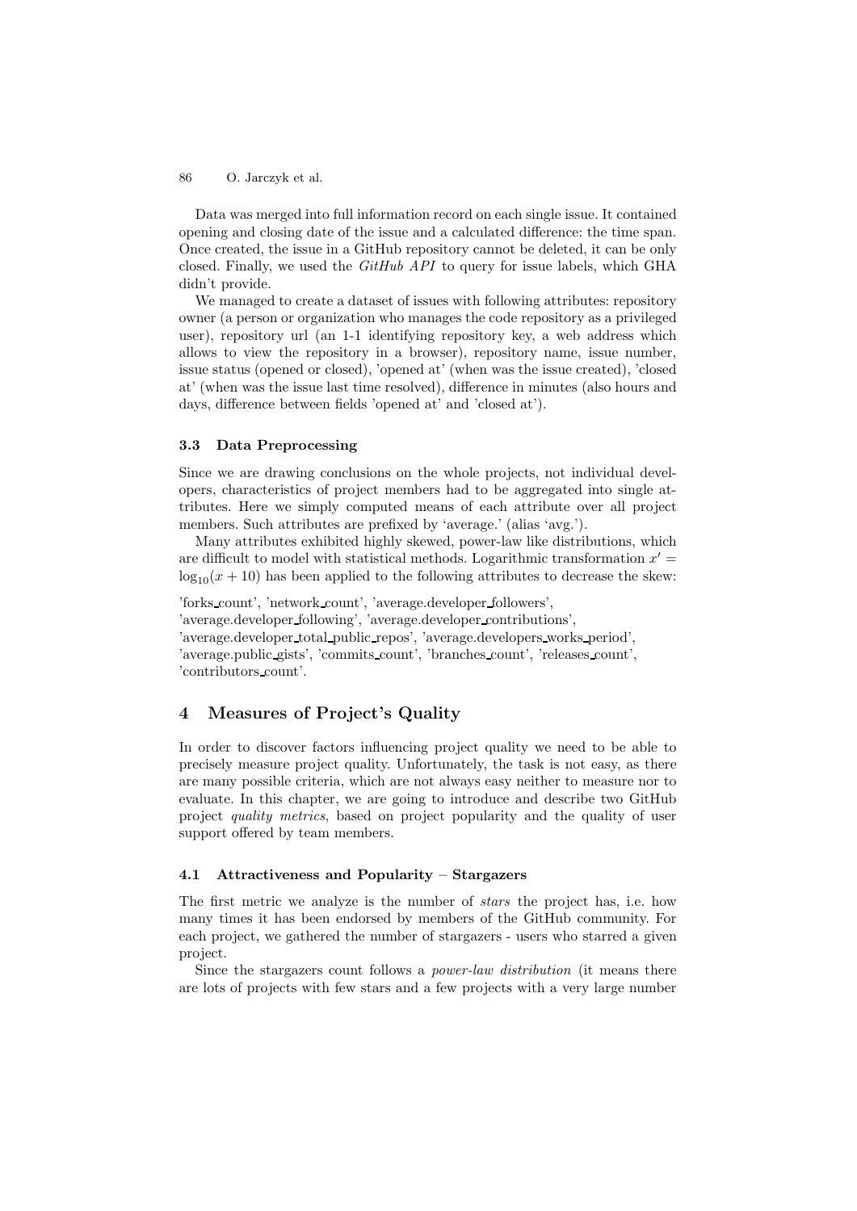Data was merged into full information record on each single issue. It contained opening and closing date of the issue and a calculated difference: the time span. Once created, the issue in a GitHub repository cannot be deleted, it can be only closed. Finally, we used the *GitHub API* to query for issue labels, which GHA didn't provide.

We managed to create a dataset of issues with following attributes: repository owner (a person or organization who manages the code repository as a privileged user), repository url (an 1-1 identifying repository key, a web address which allows to view the repository in a browser), repository name, issue number, issue status (opened or closed), 'opened at' (when was the issue created), 'closed at' (when was the issue last time resolved), difference in minutes (also hours and days, difference between fields 'opened at' and 'closed at').

### 3.3 Data Preprocessing

Since we are drawing conclusions on the whole projects, not individual developers, characteristics of project members had to be aggregated into single attributes. Here we simply computed means of each attribute over all project members. Such attributes are prefixed by 'average.' (alias 'avg.').

Many attributes exhibited highly skewed, power-law like distributions, which are difficult to model with statistical methods. Logarithmic transformation $x' = \log_{10}(x + 10)$ has been applied to the following attributes to decrease the skew:

'forks_count', 'network_count', 'average.developer_followers', 'average.developer_following', 'average.developer_contributions', 'average.developer_total_public_repos', 'average.developers_works_period', 'average.public_gists', 'commits_count', 'branches_count', 'releases_count', 'contributors_count'.

## 4 Measures of Project's Quality

In order to discover factors influencing project quality we need to be able to precisely measure project quality. Unfortunately, the task is not easy, as there are many possible criteria, which are not always easy neither to measure nor to evaluate. In this chapter, we are going to introduce and describe two GitHub project *quality metrics*, based on project popularity and the quality of user support offered by team members.

### 4.1 Attractiveness and Popularity – Stargazers

The first metric we analyze is the number of *stars* the project has, i.e. how many times it has been endorsed by members of the GitHub community. For each project, we gathered the number of stargazers - users who starred a given project.

Since the stargazers count follows a *power-law distribution* (it means there are lots of projects with few stars and a few projects with a very large number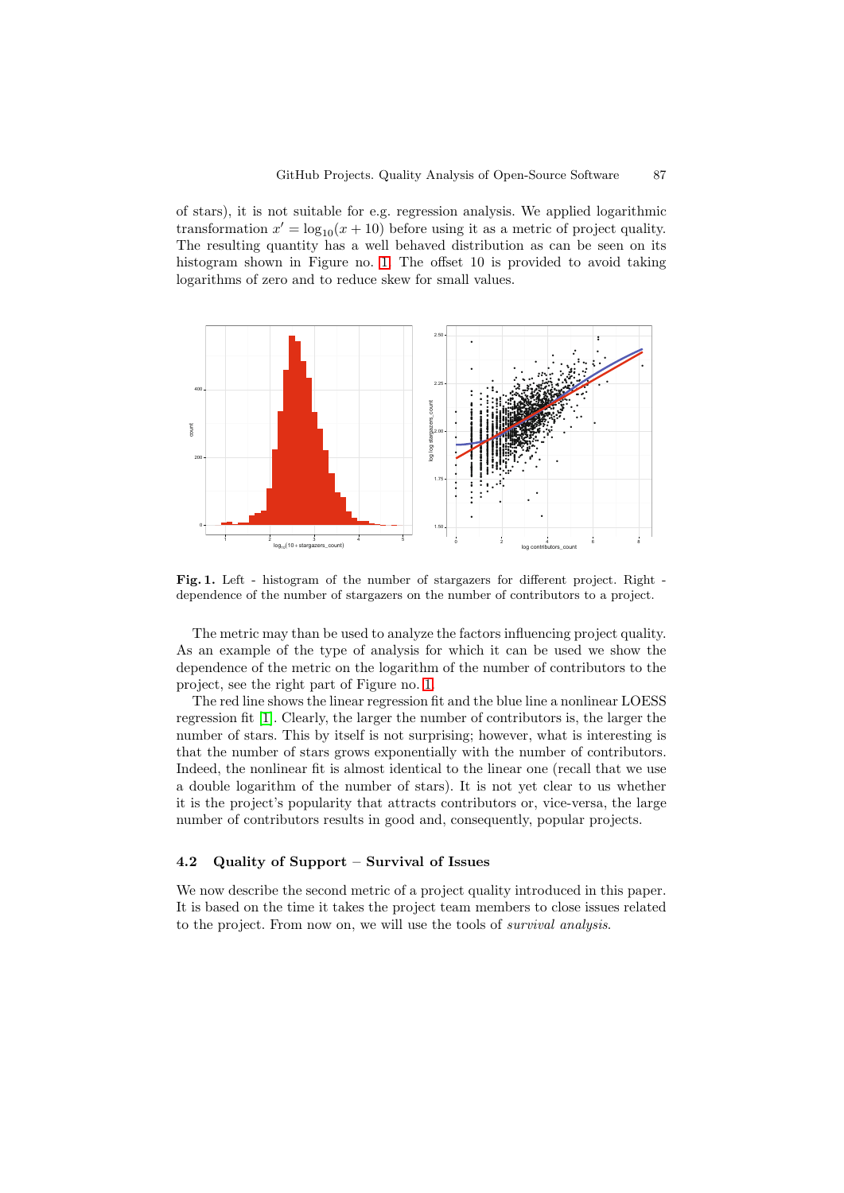of stars), it is not suitable for e.g. regression analysis. We applied logarithmic transformation $x' = \log_{10}(x + 10)$ before using it as a metric of project quality. The resulting quantity has a well behaved distribution as can be seen on its histogram shown in Figure no. 1. The offset 10 is provided to avoid taking logarithms of zero and to reduce skew for small values.

count
400
200
0
1
2
3
4
5
$\log_{10}(10 + \text{stargazers\_count})$

log log stargazers_count
2.50
2.25
2.00
1.75
1.50
0
2
4
6
8
log contributors_count

**Fig. 1.** Left - histogram of the number of stargazers for different project. Right - dependence of the number of stargazers on the number of contributors to a project.

The metric may than be used to analyze the factors influencing project quality. As an example of the type of analysis for which it can be used we show the dependence of the metric on the logarithm of the number of contributors to the project, see the right part of Figure no. 1.

The red line shows the linear regression fit and the blue line a nonlinear LOESS regression fit [1]. Clearly, the larger the number of contributors is, the larger the number of stars. This by itself is not surprising; however, what is interesting is that the number of stars grows exponentially with the number of contributors. Indeed, the nonlinear fit is almost identical to the linear one (recall that we use a double logarithm of the number of stars). It is not yet clear to us whether it is the project's popularity that attracts contributors or, vice-versa, the large number of contributors results in good and, consequently, popular projects.

### 4.2 Quality of Support – Survival of Issues

We now describe the second metric of a project quality introduced in this paper. It is based on the time it takes the project team members to close issues related to the project. From now on, we will use the tools of *survival analysis*.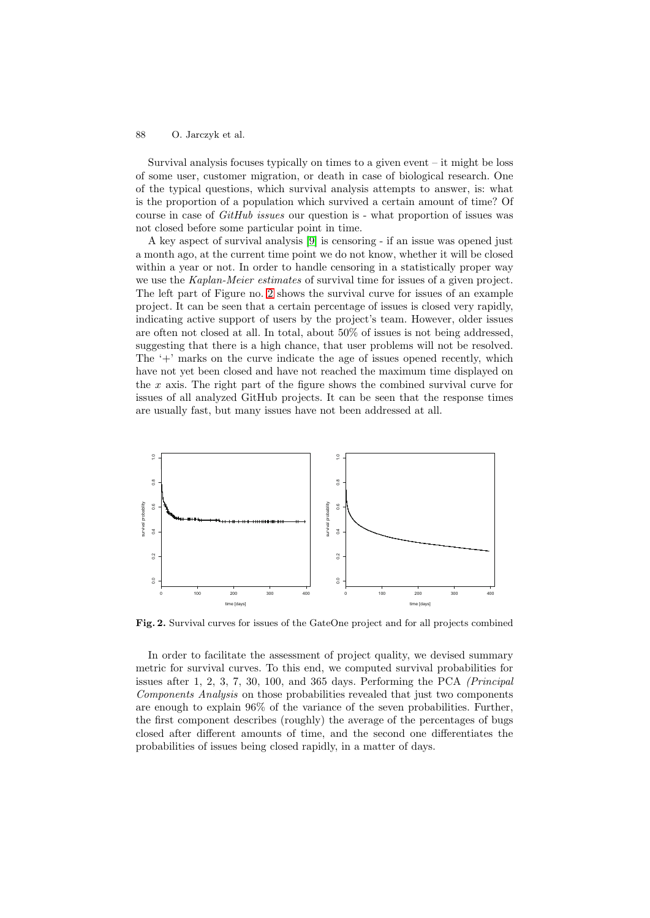Survival analysis focuses typically on times to a given event – it might be loss of some user, customer migration, or death in case of biological research. One of the typical questions, which survival analysis attempts to answer, is: what is the proportion of a population which survived a certain amount of time? Of course in case of *GitHub issues* our question is - what proportion of issues was not closed before some particular point in time.

A key aspect of survival analysis [9] is censoring - if an issue was opened just a month ago, at the current time point we do not know, whether it will be closed within a year or not. In order to handle censoring in a statistically proper way we use the *Kaplan-Meier estimates* of survival time for issues of a given project. The left part of Figure no. 2 shows the survival curve for issues of an example project. It can be seen that a certain percentage of issues is closed very rapidly, indicating active support of users by the project's team. However, older issues are often not closed at all. In total, about 50% of issues is not being addressed, suggesting that there is a high chance, that user problems will not be resolved. The '+' marks on the curve indicate the age of issues opened recently, which have not yet been closed and have not reached the maximum time displayed on the $x$ axis. The right part of the figure shows the combined survival curve for issues of all analyzed GitHub projects. It can be seen that the response times are usually fast, but many issues have not been addressed at all.

survival probability
1.0
0.8
0.6
0.4
0.2
0.0
0 100 200 300 400
time [days]

survival probability
1.0
0.8
0.6
0.4
0.2
0.0
0 100 200 300 400
time [days]

**Fig. 2.** Survival curves for issues of the GateOne project and for all projects combined

In order to facilitate the assessment of project quality, we devised summary metric for survival curves. To this end, we computed survival probabilities for issues after 1, 2, 3, 7, 30, 100, and 365 days. Performing the PCA *(Principal Components Analysis* on those probabilities revealed that just two components are enough to explain 96% of the variance of the seven probabilities. Further, the first component describes (roughly) the average of the percentages of bugs closed after different amounts of time, and the second one differentiates the probabilities of issues being closed rapidly, in a matter of days.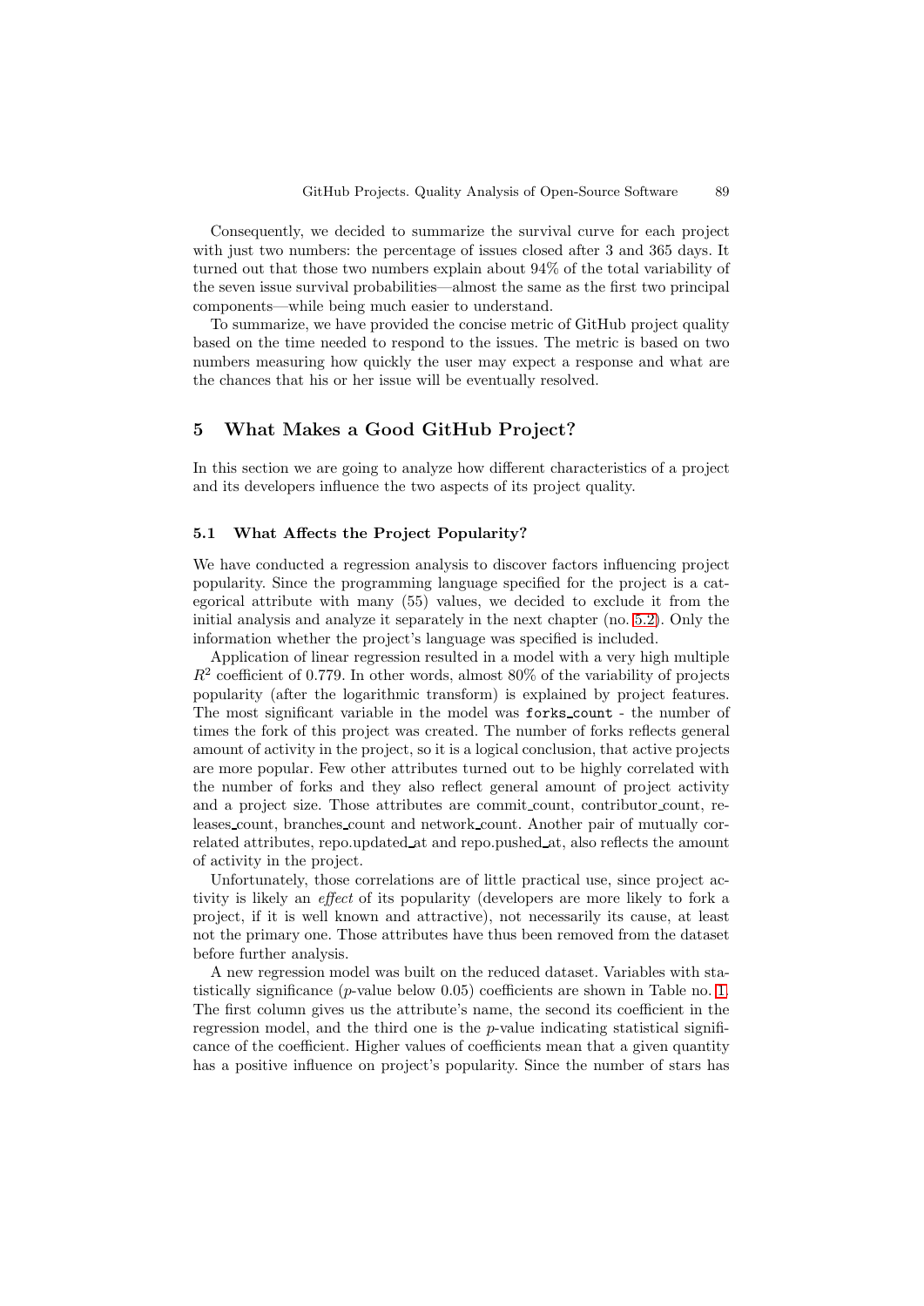Consequently, we decided to summarize the survival curve for each project with just two numbers: the percentage of issues closed after 3 and 365 days. It turned out that those two numbers explain about 94% of the total variability of the seven issue survival probabilities—almost the same as the first two principal components—while being much easier to understand.

To summarize, we have provided the concise metric of GitHub project quality based on the time needed to respond to the issues. The metric is based on two numbers measuring how quickly the user may expect a response and what are the chances that his or her issue will be eventually resolved.

## 5 What Makes a Good GitHub Project?

In this section we are going to analyze how different characteristics of a project and its developers influence the two aspects of its project quality.

### 5.1 What Affects the Project Popularity?

We have conducted a regression analysis to discover factors influencing project popularity. Since the programming language specified for the project is a categorical attribute with many (55) values, we decided to exclude it from the initial analysis and analyze it separately in the next chapter (no. 5.2). Only the information whether the project's language was specified is included.

Application of linear regression resulted in a model with a very high multiple $R^2$ coefficient of 0.779. In other words, almost 80% of the variability of projects popularity (after the logarithmic transform) is explained by project features. The most significant variable in the model was `forks_count` - the number of times the fork of this project was created. The number of forks reflects general amount of activity in the project, so it is a logical conclusion, that active projects are more popular. Few other attributes turned out to be highly correlated with the number of forks and they also reflect general amount of project activity and a project size. Those attributes are commit_count, contributor_count, releases_count, branches_count and network_count. Another pair of mutually correlated attributes, repo.updated_at and repo.pushed_at, also reflects the amount of activity in the project.

Unfortunately, those correlations are of little practical use, since project activity is likely an *effect* of its popularity (developers are more likely to fork a project, if it is well known and attractive), not necessarily its cause, at least not the primary one. Those attributes have thus been removed from the dataset before further analysis.

A new regression model was built on the reduced dataset. Variables with statistically significance ($p$-value below 0.05) coefficients are shown in Table no. 1. The first column gives us the attribute's name, the second its coefficient in the regression model, and the third one is the $p$-value indicating statistical significance of the coefficient. Higher values of coefficients mean that a given quantity has a positive influence on project's popularity. Since the number of stars has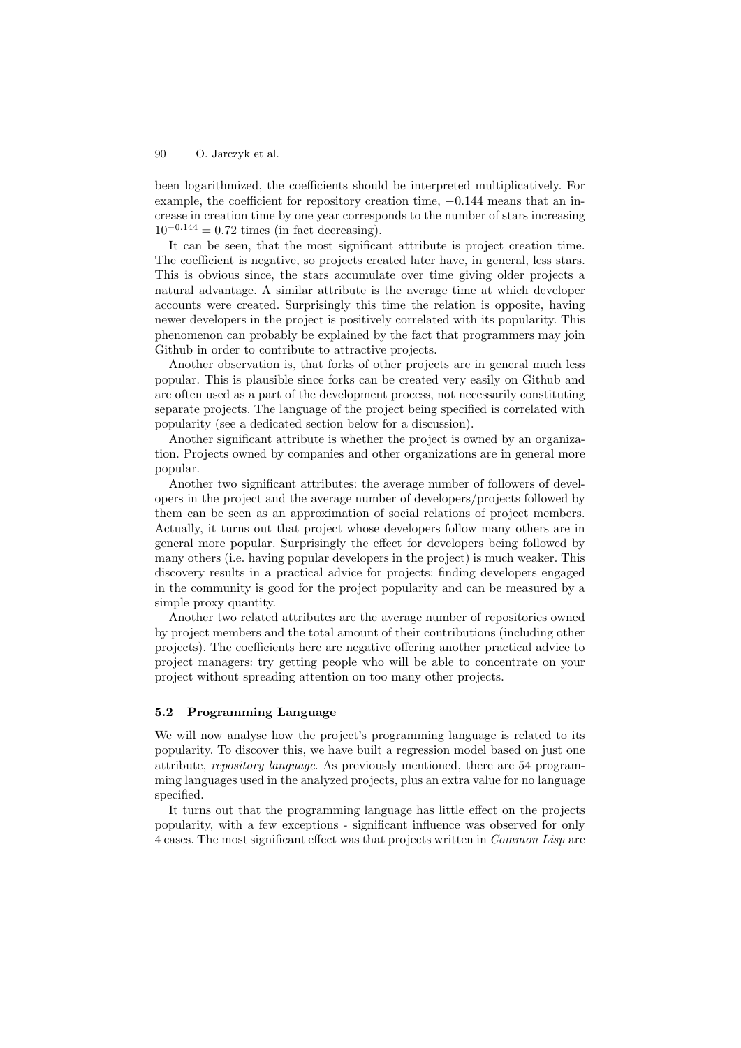been logarithmized, the coefficients should be interpreted multiplicatively. For example, the coefficient for repository creation time, $-0.144$ means that an increase in creation time by one year corresponds to the number of stars increasing $10^{-0.144} = 0.72$ times (in fact decreasing).

It can be seen, that the most significant attribute is project creation time. The coefficient is negative, so projects created later have, in general, less stars. This is obvious since, the stars accumulate over time giving older projects a natural advantage. A similar attribute is the average time at which developer accounts were created. Surprisingly this time the relation is opposite, having newer developers in the project is positively correlated with its popularity. This phenomenon can probably be explained by the fact that programmers may join Github in order to contribute to attractive projects.

Another observation is, that forks of other projects are in general much less popular. This is plausible since forks can be created very easily on Github and are often used as a part of the development process, not necessarily constituting separate projects. The language of the project being specified is correlated with popularity (see a dedicated section below for a discussion).

Another significant attribute is whether the project is owned by an organization. Projects owned by companies and other organizations are in general more popular.

Another two significant attributes: the average number of followers of developers in the project and the average number of developers/projects followed by them can be seen as an approximation of social relations of project members. Actually, it turns out that project whose developers follow many others are in general more popular. Surprisingly the effect for developers being followed by many others (i.e. having popular developers in the project) is much weaker. This discovery results in a practical advice for projects: finding developers engaged in the community is good for the project popularity and can be measured by a simple proxy quantity.

Another two related attributes are the average number of repositories owned by project members and the total amount of their contributions (including other projects). The coefficients here are negative offering another practical advice to project managers: try getting people who will be able to concentrate on your project without spreading attention on too many other projects.

### 5.2 Programming Language

We will now analyse how the project's programming language is related to its popularity. To discover this, we have built a regression model based on just one attribute, *repository language*. As previously mentioned, there are 54 programming languages used in the analyzed projects, plus an extra value for no language specified.

It turns out that the programming language has little effect on the projects popularity, with a few exceptions - significant influence was observed for only 4 cases. The most significant effect was that projects written in *Common Lisp* are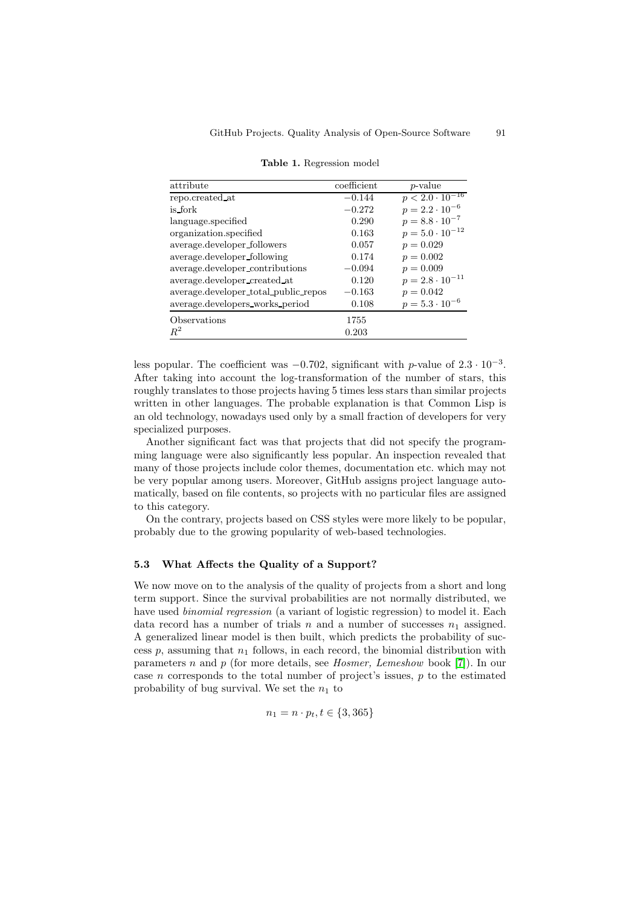**Table 1.** Regression model

| attribute | coefficient | $p$-value |
|---|---|---|
| repo.created_at | $-0.144$ | $p < 2.0 \cdot 10^{-16}$ |
| is_fork | $-0.272$ | $p = 2.2 \cdot 10^{-6}$ |
| language.specified | 0.290 | $p = 8.8 \cdot 10^{-7}$ |
| organization.specified | 0.163 | $p = 5.0 \cdot 10^{-12}$ |
| average.developer_followers | 0.057 | $p = 0.029$ |
| average.developer_following | 0.174 | $p = 0.002$ |
| average.developer_contributions | $-0.094$ | $p = 0.009$ |
| average.developer_created_at | 0.120 | $p = 2.8 \cdot 10^{-11}$ |
| average.developer_total_public_repos | $-0.163$ | $p = 0.042$ |
| average.developers_works_period | 0.108 | $p = 5.3 \cdot 10^{-6}$ |
| Observations | 1755 | |
| $R^2$ | 0.203 | |

less popular. The coefficient was $-0.702$, significant with $p$-value of $2.3 \cdot 10^{-3}$. After taking into account the log-transformation of the number of stars, this roughly translates to those projects having 5 times less stars than similar projects written in other languages. The probable explanation is that Common Lisp is an old technology, nowadays used only by a small fraction of developers for very specialized purposes.

Another significant fact was that projects that did not specify the programming language were also significantly less popular. An inspection revealed that many of those projects include color themes, documentation etc. which may not be very popular among users. Moreover, GitHub assigns project language automatically, based on file contents, so projects with no particular files are assigned to this category.

On the contrary, projects based on CSS styles were more likely to be popular, probably due to the growing popularity of web-based technologies.

### 5.3 What Affects the Quality of a Support?

We now move on to the analysis of the quality of projects from a short and long term support. Since the survival probabilities are not normally distributed, we have used *binomial regression* (a variant of logistic regression) to model it. Each data record has a number of trials $n$ and a number of successes $n_1$ assigned. A generalized linear model is then built, which predicts the probability of success $p$, assuming that $n_1$ follows, in each record, the binomial distribution with parameters $n$ and $p$ (for more details, see *Hosmer, Lemeshow* book [7]). In our case $n$ corresponds to the total number of project's issues, $p$ to the estimated probability of bug survival. We set the $n_1$ to

$$n_1 = n \cdot p_t, t \in \{3, 365\}$$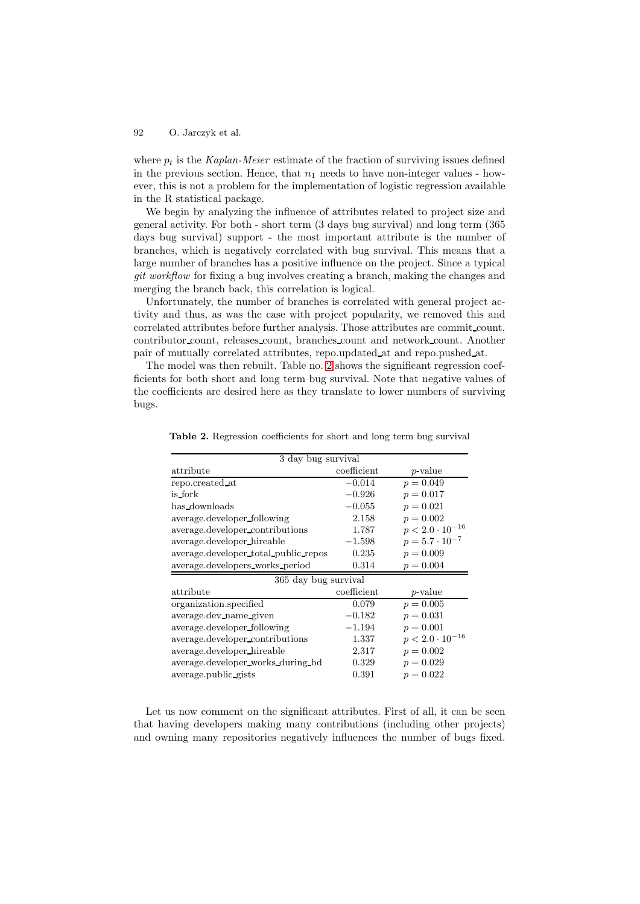where $p_t$ is the *Kaplan-Meier* estimate of the fraction of surviving issues defined in the previous section. Hence, that $n_1$ needs to have non-integer values - however, this is not a problem for the implementation of logistic regression available in the R statistical package.

We begin by analyzing the influence of attributes related to project size and general activity. For both - short term (3 days bug survival) and long term (365 days bug survival) support - the most important attribute is the number of branches, which is negatively correlated with bug survival. This means that a large number of branches has a positive influence on the project. Since a typical *git workflow* for fixing a bug involves creating a branch, making the changes and merging the branch back, this correlation is logical.

Unfortunately, the number of branches is correlated with general project activity and thus, as was the case with project popularity, we removed this and correlated attributes before further analysis. Those attributes are commit_count, contributor_count, releases_count, branches_count and network_count. Another pair of mutually correlated attributes, repo.updated_at and repo.pushed_at.

The model was then rebuilt. Table no. 2 shows the significant regression coefficients for both short and long term bug survival. Note that negative values of the coefficients are desired here as they translate to lower numbers of surviving bugs.

**Table 2.** Regression coefficients for short and long term bug survival

| 3 day bug survival | | |
|---|---|---|
| attribute | coefficient | $p$-value |
| repo.created_at | $-0.014$ | $p = 0.049$ |
| is_fork | $-0.926$ | $p = 0.017$ |
| has_downloads | $-0.055$ | $p = 0.021$ |
| average.developer_following | 2.158 | $p = 0.002$ |
| average.developer_contributions | 1.787 | $p < 2.0 \cdot 10^{-16}$ |
| average.developer_hireable | $-1.598$ | $p = 5.7 \cdot 10^{-7}$ |
| average.developer_total_public_repos | 0.235 | $p = 0.009$ |
| average.developers_works_period | 0.314 | $p = 0.004$ |
| **365 day bug survival** | | |
| attribute | coefficient | $p$-value |
| organization.specified | 0.079 | $p = 0.005$ |
| average.dev_name_given | $-0.182$ | $p = 0.031$ |
| average.developer_following | $-1.194$ | $p = 0.001$ |
| average.developer_contributions | 1.337 | $p < 2.0 \cdot 10^{-16}$ |
| average.developer_hireable | 2.317 | $p = 0.002$ |
| average.developer_works_during_bd | 0.329 | $p = 0.029$ |
| average.public_gists | 0.391 | $p = 0.022$ |

Let us now comment on the significant attributes. First of all, it can be seen that having developers making many contributions (including other projects) and owning many repositories negatively influences the number of bugs fixed.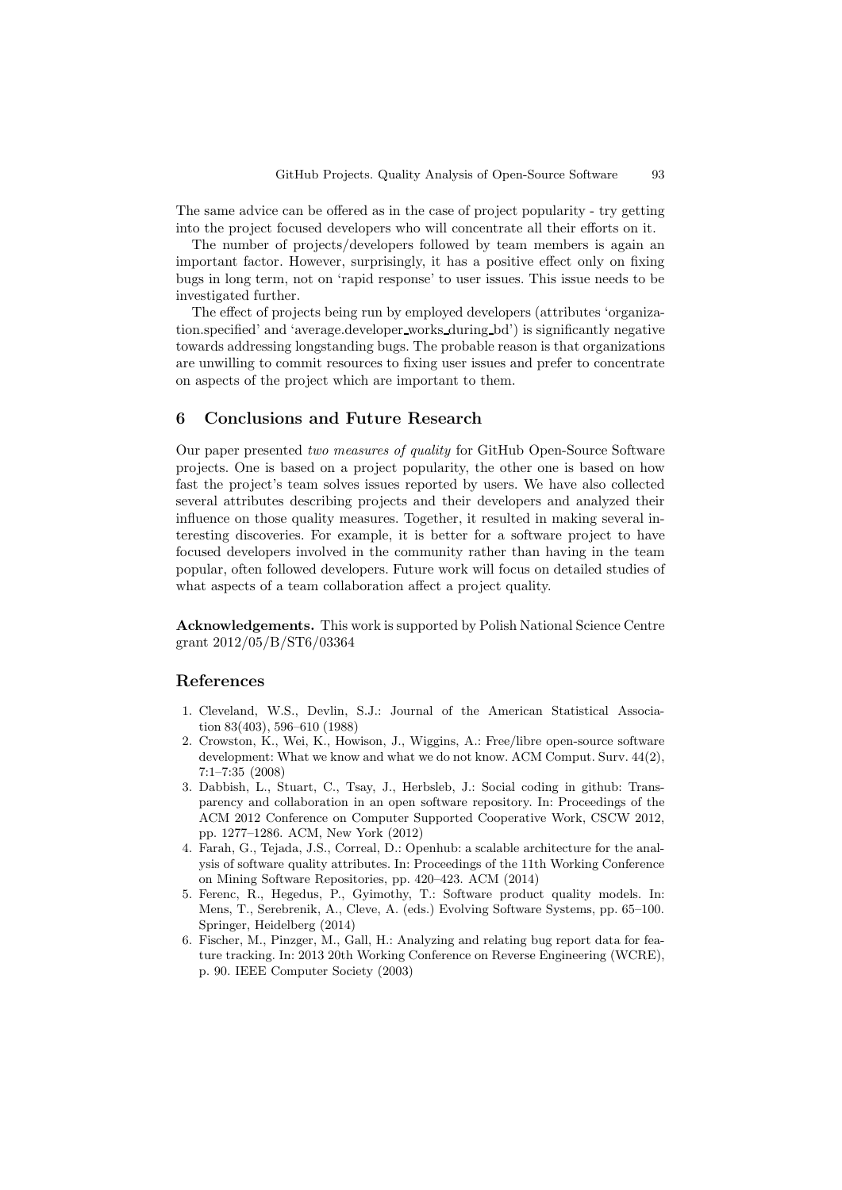The same advice can be offered as in the case of project popularity - try getting into the project focused developers who will concentrate all their efforts on it.

The number of projects/developers followed by team members is again an important factor. However, surprisingly, it has a positive effect only on fixing bugs in long term, not on 'rapid response' to user issues. This issue needs to be investigated further.

The effect of projects being run by employed developers (attributes 'organization.specified' and 'average.developer_works_during_bd') is significantly negative towards addressing longstanding bugs. The probable reason is that organizations are unwilling to commit resources to fixing user issues and prefer to concentrate on aspects of the project which are important to them.

## 6 Conclusions and Future Research

Our paper presented *two measures of quality* for GitHub Open-Source Software projects. One is based on a project popularity, the other one is based on how fast the project's team solves issues reported by users. We have also collected several attributes describing projects and their developers and analyzed their influence on those quality measures. Together, it resulted in making several interesting discoveries. For example, it is better for a software project to have focused developers involved in the community rather than having in the team popular, often followed developers. Future work will focus on detailed studies of what aspects of a team collaboration affect a project quality.

**Acknowledgements.** This work is supported by Polish National Science Centre grant 2012/05/B/ST6/03364

## References

1. Cleveland, W.S., Devlin, S.J.: Journal of the American Statistical Association 83(403), 596–610 (1988)
2. Crowston, K., Wei, K., Howison, J., Wiggins, A.: Free/libre open-source software development: What we know and what we do not know. ACM Comput. Surv. 44(2), 7:1–7:35 (2008)
3. Dabbish, L., Stuart, C., Tsay, J., Herbsleb, J.: Social coding in github: Transparency and collaboration in an open software repository. In: Proceedings of the ACM 2012 Conference on Computer Supported Cooperative Work, CSCW 2012, pp. 1277–1286. ACM, New York (2012)
4. Farah, G., Tejada, J.S., Correal, D.: Openhub: a scalable architecture for the analysis of software quality attributes. In: Proceedings of the 11th Working Conference on Mining Software Repositories, pp. 420–423. ACM (2014)
5. Ferenc, R., Hegedus, P., Gyimothy, T.: Software product quality models. In: Mens, T., Serebrenik, A., Cleve, A. (eds.) Evolving Software Systems, pp. 65–100. Springer, Heidelberg (2014)
6. Fischer, M., Pinzger, M., Gall, H.: Analyzing and relating bug report data for feature tracking. In: 2013 20th Working Conference on Reverse Engineering (WCRE), p. 90. IEEE Computer Society (2003)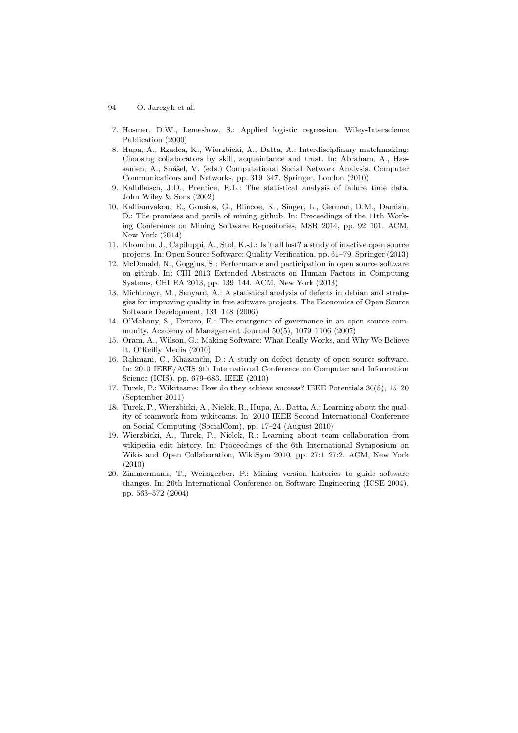7. Hosmer, D.W., Lemeshow, S.: Applied logistic regression. Wiley-Interscience Publication (2000)
8. Hupa, A., Rzadca, K., Wierzbicki, A., Datta, A.: Interdisciplinary matchmaking: Choosing collaborators by skill, acquaintance and trust. In: Abraham, A., Hassanien, A., Snášel, V. (eds.) Computational Social Network Analysis. Computer Communications and Networks, pp. 319–347. Springer, London (2010)
9. Kalbfleisch, J.D., Prentice, R.L.: The statistical analysis of failure time data. John Wiley & Sons (2002)
10. Kalliamvakou, E., Gousios, G., Blincoe, K., Singer, L., German, D.M., Damian, D.: The promises and perils of mining github. In: Proceedings of the 11th Working Conference on Mining Software Repositories, MSR 2014, pp. 92–101. ACM, New York (2014)
11. Khondhu, J., Capiluppi, A., Stol, K.-J.: Is it all lost? a study of inactive open source projects. In: Open Source Software: Quality Verification, pp. 61–79. Springer (2013)
12. McDonald, N., Goggins, S.: Performance and participation in open source software on github. In: CHI 2013 Extended Abstracts on Human Factors in Computing Systems, CHI EA 2013, pp. 139–144. ACM, New York (2013)
13. Michlmayr, M., Senyard, A.: A statistical analysis of defects in debian and strategies for improving quality in free software projects. The Economics of Open Source Software Development, 131–148 (2006)
14. O'Mahony, S., Ferraro, F.: The emergence of governance in an open source community. Academy of Management Journal 50(5), 1079–1106 (2007)
15. Oram, A., Wilson, G.: Making Software: What Really Works, and Why We Believe It. O'Reilly Media (2010)
16. Rahmani, C., Khazanchi, D.: A study on defect density of open source software. In: 2010 IEEE/ACIS 9th International Conference on Computer and Information Science (ICIS), pp. 679–683. IEEE (2010)
17. Turek, P.: Wikiteams: How do they achieve success? IEEE Potentials 30(5), 15–20 (September 2011)
18. Turek, P., Wierzbicki, A., Nielek, R., Hupa, A., Datta, A.: Learning about the quality of teamwork from wikiteams. In: 2010 IEEE Second International Conference on Social Computing (SocialCom), pp. 17–24 (August 2010)
19. Wierzbicki, A., Turek, P., Nielek, R.: Learning about team collaboration from wikipedia edit history. In: Proceedings of the 6th International Symposium on Wikis and Open Collaboration, WikiSym 2010, pp. 27:1–27:2. ACM, New York (2010)
20. Zimmermann, T., Weissgerber, P.: Mining version histories to guide software changes. In: 26th International Conference on Software Engineering (ICSE 2004), pp. 563–572 (2004)